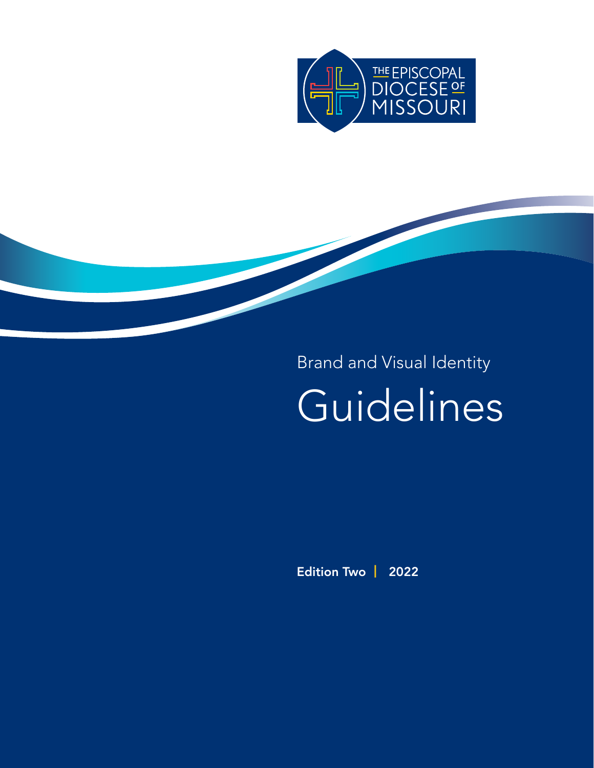THE EPISCOPAL DIOCESE OF MISSOURI

Brand and Visual Identity

# Guidelines

**Edition Two | 2022**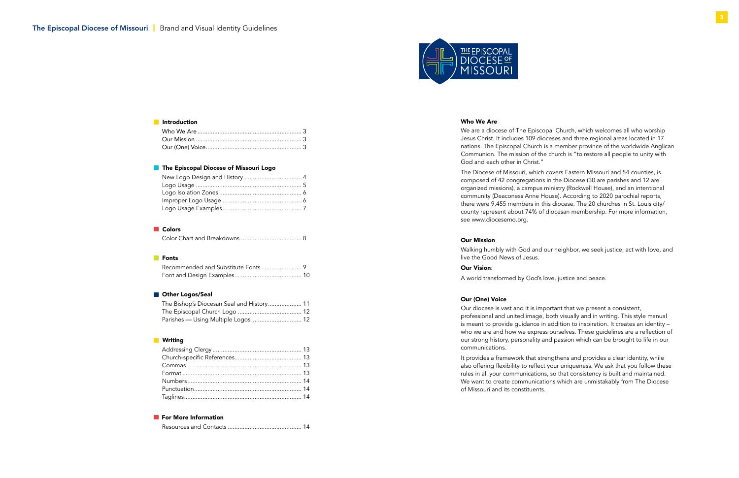## Introduction

| | |
|---|---|
| Who We Are | 3 |
| Our Mission | 3 |
| Our (One) Voice | 3 |

## The Episcopal Diocese of Missouri Logo

| | |
|---|---|
| New Logo Design and History | 4 |
| Logo Usage | 5 |
| Logo Isolation Zones | 6 |
| Improper Logo Usage | 6 |
| Logo Usage Examples | 7 |

## Colors

| | |
|---|---|
| Color Chart and Breakdowns | 8 |

## Fonts

| | |
|---|---|
| Recommended and Substitute Fonts | 9 |
| Font and Design Examples | 10 |

## Other Logos/Seal

| | |
|---|---|
| The Bishop's Diocesan Seal and History | 11 |
| The Episcopal Church Logo | 12 |
| Parishes — Using Multiple Logos | 12 |

## Writing

| | |
|---|---|
| Addressing Clergy | 13 |
| Church-specific References | 13 |
| Commas | 13 |
| Format | 13 |
| Numbers | 14 |
| Punctuation | 14 |
| Taglines | 14 |

## For More Information

| | |
|---|---|
| Resources and Contacts | 14 |

THE EPISCOPAL DIOCESE OF MISSOURI

### Who We Are

We are a diocese of The Episcopal Church, which welcomes all who worship Jesus Christ. It includes 109 dioceses and three regional areas located in 17 nations. The Episcopal Church is a member province of the worldwide Anglican Communion. The mission of the church is "to restore all people to unity with God and each other in Christ."

The Diocese of Missouri, which covers Eastern Missouri and 54 counties, is composed of 42 congregations in the Diocese (30 are parishes and 12 are organized missions), a campus ministry (Rockwell House), and an intentional community (Deaconess Anne House). According to 2020 parochial reports, there were 9,455 members in this diocese. The 20 churches in St. Louis city/county represent about 74% of diocesan membership. For more information, see www.diocesemo.org.

### Our Mission

Walking humbly with God and our neighbor, we seek justice, act with love, and live the Good News of Jesus.

**Our Vision**:

A world transformed by God's love, justice and peace.

### Our (One) Voice

Our diocese is vast and it is important that we present a consistent, professional and united image, both visually and in writing. This style manual is meant to provide guidance in addition to inspiration. It creates an identity – who we are and how we express ourselves. These guidelines are a reflection of our strong history, personality and passion which can be brought to life in our communications.

It provides a framework that strengthens and provides a clear identity, while also offering flexibility to reflect your uniqueness. We ask that you follow these rules in all your communications, so that consistency is built and maintained. We want to create communications which are unmistakably from The Diocese of Missouri and its constituents.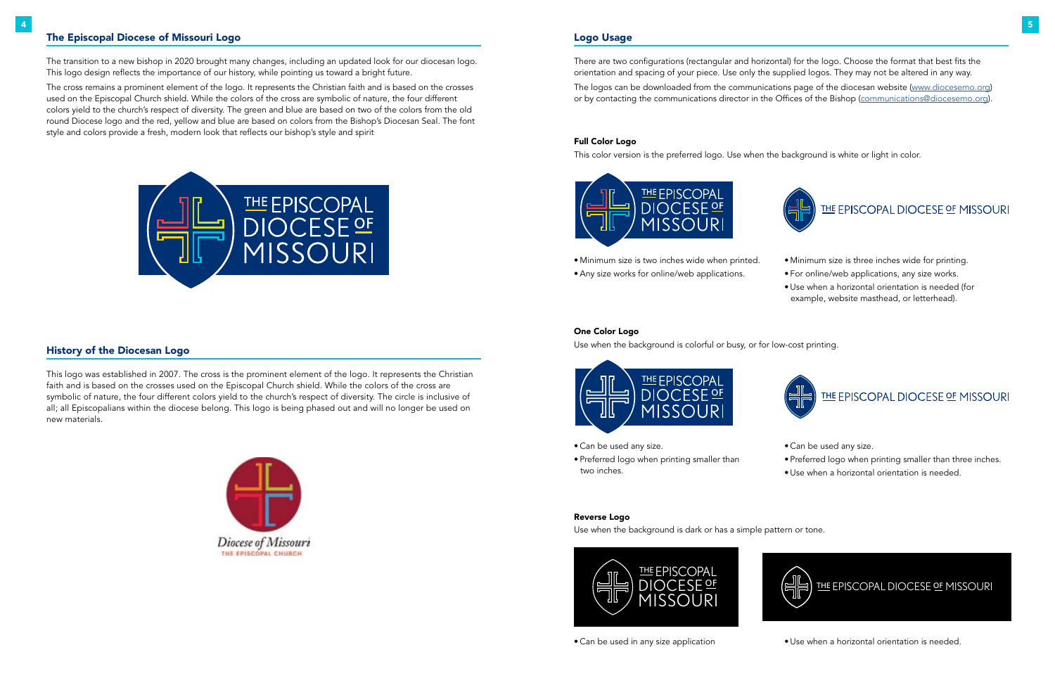## The Episcopal Diocese of Missouri Logo

The transition to a new bishop in 2020 brought many changes, including an updated look for our diocesan logo. This logo design reflects the importance of our history, while pointing us toward a bright future.

The cross remains a prominent element of the logo. It represents the Christian faith and is based on the crosses used on the Episcopal Church shield. While the colors of the cross are symbolic of nature, the four different colors yield to the church's respect of diversity. The green and blue are based on two of the colors from the old round Diocese logo and the red, yellow and blue are based on colors from the Bishop's Diocesan Seal. The font style and colors provide a fresh, modern look that reflects our bishop's style and spirit

## History of the Diocesan Logo

This logo was established in 2007. The cross is the prominent element of the logo. It represents the Christian faith and is based on the crosses used on the Episcopal Church shield. While the colors of the cross are symbolic of nature, the four different colors yield to the church's respect of diversity. The circle is inclusive of all; all Episcopalians within the diocese belong. This logo is being phased out and will no longer be used on new materials.

## Logo Usage

There are two configurations (rectangular and horizontal) for the logo. Choose the format that best fits the orientation and spacing of your piece. Use only the supplied logos. They may not be altered in any way.

The logos can be downloaded from the communications page of the diocesan website (www.diocesemo.org) or by contacting the communications director in the Offices of the Bishop (communications@diocesemo.org).

### Full Color Logo

This color version is the preferred logo. Use when the background is white or light in color.

- Minimum size is two inches wide when printed.
- Any size works for online/web applications.

- Minimum size is three inches wide for printing.
- For online/web applications, any size works.
- Use when a horizontal orientation is needed (for example, website masthead, or letterhead).

### One Color Logo

Use when the background is colorful or busy, or for low-cost printing.

- Can be used any size.
- Preferred logo when printing smaller than two inches.

- Can be used any size.
- Preferred logo when printing smaller than three inches.
- Use when a horizontal orientation is needed.

### Reverse Logo

Use when the background is dark or has a simple pattern or tone.

- Can be used in any size application

- Use when a horizontal orientation is needed.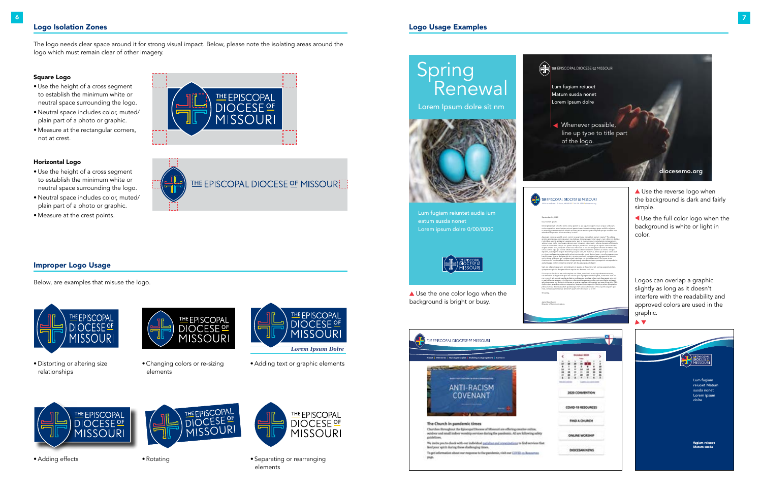## Logo Isolation Zones

The logo needs clear space around it for strong visual impact. Below, please note the isolating areas around the logo which must remain clear of other imagery.

**Square Logo**

- Use the height of a cross segment to establish the minimum white or neutral space surrounding the logo.
- Neutral space includes color, muted/plain part of a photo or graphic.
- Measure at the rectangular corners, not at crest.

**Horizontal Logo**

- Use the height of a cross segment to establish the minimum white or neutral space surrounding the logo.
- Neutral space includes color, muted/plain part of a photo or graphic.
- Measure at the crest points.

## Improper Logo Usage

Below, are examples that misuse the logo.

- Distorting or altering size relationships
- Changing colors or re-sizing elements
- Adding text or graphic elements
- Adding effects
- Rotating
- Separating or rearranging elements

## Logo Usage Examples

▲ Use the one color logo when the background is bright or busy.

Whenever possible, line up type to title part of the logo.

▲ Use the reverse logo when the background is dark and fairly simple.

◀ Use the full color logo when the background is white or light in color.

Logos can overlap a graphic slightly as long as it doesn't interfere with the readability and approved colors are used in the graphic.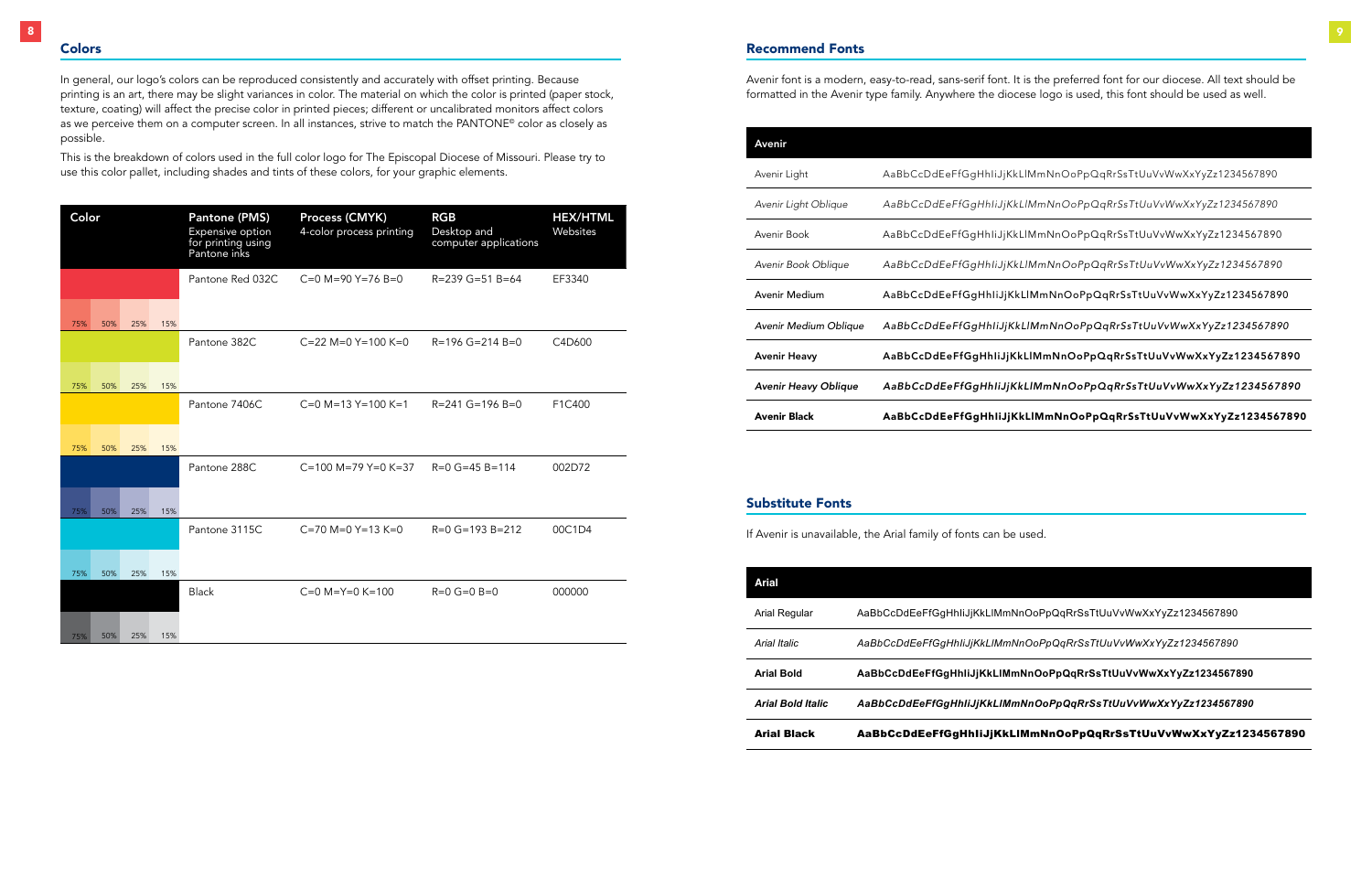## Colors

In general, our logo's colors can be reproduced consistently and accurately with offset printing. Because printing is an art, there may be slight variances in color. The material on which the color is printed (paper stock, texture, coating) will affect the precise color in printed pieces; different or uncalibrated monitors affect colors as we perceive them on a computer screen. In all instances, strive to match the PANTONE® color as closely as possible.

This is the breakdown of colors used in the full color logo for The Episcopal Diocese of Missouri. Please try to use this color pallet, including shades and tints of these colors, for your graphic elements.

| Color | Pantone (PMS) Expensive option for printing using Pantone inks | Process (CMYK) 4-color process printing | RGB Desktop and computer applications | HEX/HTML Websites |
|---|---|---|---|---|
| 75% 50% 25% 15% | Pantone Red 032C | C=0 M=90 Y=76 B=0 | R=239 G=51 B=64 | EF3340 |
| 75% 50% 25% 15% | Pantone 382C | C=22 M=0 Y=100 K=0 | R=196 G=214 B=0 | C4D600 |
| 75% 50% 25% 15% | Pantone 7406C | C=0 M=13 Y=100 K=1 | R=241 G=196 B=0 | F1C400 |
| 75% 50% 25% 15% | Pantone 288C | C=100 M=79 Y=0 K=37 | R=0 G=45 B=114 | 002D72 |
| 75% 50% 25% 15% | Pantone 3115C | C=70 M=0 Y=13 K=0 | R=0 G=193 B=212 | 00C1D4 |
| 75% 50% 25% 15% | Black | C=0 M=Y=0 K=100 | R=0 G=0 B=0 | 000000 |

## Recommend Fonts

Avenir font is a modern, easy-to-read, sans-serif font. It is the preferred font for our diocese. All text should be formatted in the Avenir type family. Anywhere the diocese logo is used, this font should be used as well.

| Avenir | |
|---|---|
| Avenir Light | AaBbCcDdEeFfGgHhIiJjKkLlMmNnOoPpQqRrSsTtUuVvWwXxYyZz1234567890 |
| *Avenir Light Oblique* | *AaBbCcDdEeFfGgHhIiJjKkLlMmNnOoPpQqRrSsTtUuVvWwXxYyZz1234567890* |
| Avenir Book | AaBbCcDdEeFfGgHhIiJjKkLlMmNnOoPpQqRrSsTtUuVvWwXxYyZz1234567890 |
| *Avenir Book Oblique* | *AaBbCcDdEeFfGgHhIiJjKkLlMmNnOoPpQqRrSsTtUuVvWwXxYyZz1234567890* |
| Avenir Medium | AaBbCcDdEeFfGgHhIiJjKkLlMmNnOoPpQqRrSsTtUuVvWwXxYyZz1234567890 |
| *Avenir Medium Oblique* | *AaBbCcDdEeFfGgHhIiJjKkLlMmNnOoPpQqRrSsTtUuVvWwXxYyZz1234567890* |
| **Avenir Heavy** | **AaBbCcDdEeFfGgHhIiJjKkLlMmNnOoPpQqRrSsTtUuVvWwXxYyZz1234567890** |
| ***Avenir Heavy Oblique*** | ***AaBbCcDdEeFfGgHhIiJjKkLlMmNnOoPpQqRrSsTtUuVvWwXxYyZz1234567890*** |
| **Avenir Black** | **AaBbCcDdEeFfGgHhIiJjKkLlMmNnOoPpQqRrSsTtUuVvWwXxYyZz1234567890** |

## Substitute Fonts

If Avenir is unavailable, the Arial family of fonts can be used.

| Arial | |
|---|---|
| Arial Regular | AaBbCcDdEeFfGgHhIiJjKkLlMmNnOoPpQqRrSsTtUuVvWwXxYyZz1234567890 |
| *Arial Italic* | *AaBbCcDdEeFfGgHhIiJjKkLlMmNnOoPpQqRrSsTtUuVvWwXxYyZz1234567890* |
| **Arial Bold** | **AaBbCcDdEeFfGgHhIiJjKkLlMmNnOoPpQqRrSsTtUuVvWwXxYyZz1234567890** |
| ***Arial Bold Italic*** | ***AaBbCcDdEeFfGgHhIiJjKkLlMmNnOoPpQqRrSsTtUuVvWwXxYyZz1234567890*** |
| **Arial Black** | **AaBbCcDdEeFfGgHhIiJjKkLlMmNnOoPpQqRrSsTtUuVvWwXxYyZz1234567890** |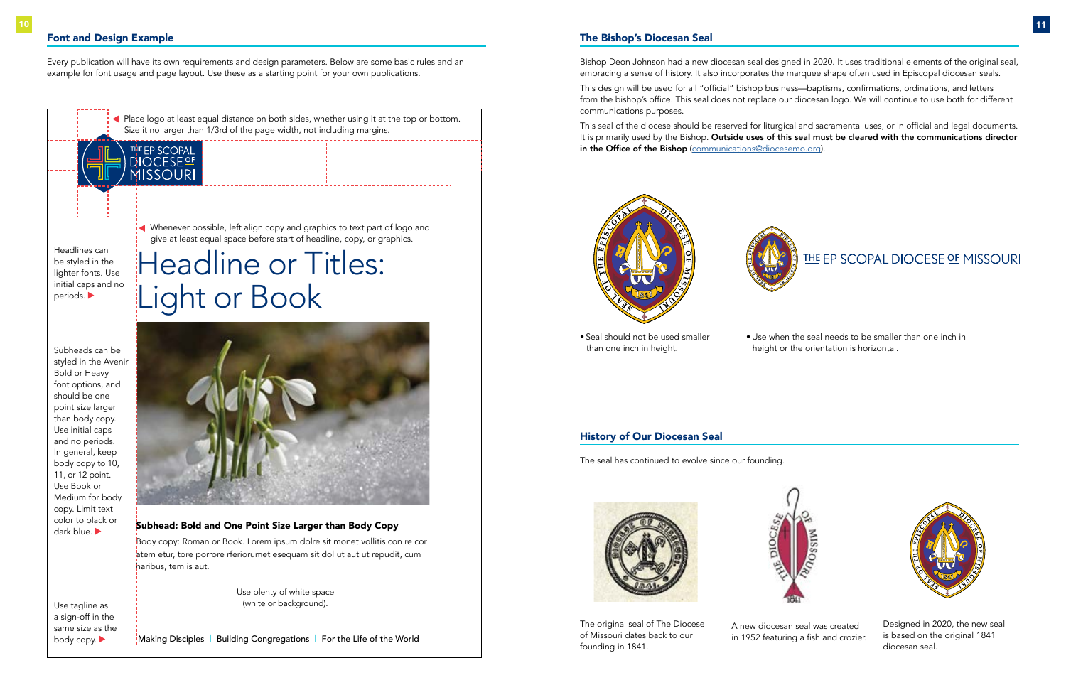## Font and Design Example

Every publication will have its own requirements and design parameters. Below are some basic rules and an example for font usage and page layout. Use these as a starting point for your own publications.

◀ Place logo at least equal distance on both sides, whether using it at the top or bottom. Size it no larger than 1/3rd of the page width, not including margins.

THE EPISCOPAL DIOCESE OF MISSOURI

◀ Whenever possible, left align copy and graphics to text part of logo and give at least equal space before start of headline, copy, or graphics.

Headlines can be styled in the lighter fonts. Use initial caps and no periods. ▶

# Headline or Titles: Light or Book

Subheads can be styled in the Avenir Bold or Heavy font options, and should be one point size larger than body copy. Use initial caps and no periods. In general, keep body copy to 10, 11, or 12 point. Use Book or Medium for body copy. Limit text color to black or dark blue. ▶

**Subhead: Bold and One Point Size Larger than Body Copy**

Body copy: Roman or Book. Lorem ipsum dolre sit monet vollitis con re cor atem etur, tore porrore rferiorumet esequam sit dol ut aut ut repudit, cum haribus, tem is aut.

Use plenty of white space (white or background).

Use tagline as a sign-off in the same size as the body copy. ▶

Making Disciples | Building Congregations | For the Life of the World

## The Bishop's Diocesan Seal

Bishop Deon Johnson had a new diocesan seal designed in 2020. It uses traditional elements of the original seal, embracing a sense of history. It also incorporates the marquee shape often used in Episcopal diocesan seals.

This design will be used for all "official" bishop business—baptisms, confirmations, ordinations, and letters from the bishop's office. This seal does not replace our diocesan logo. We will continue to use both for different communications purposes.

This seal of the diocese should be reserved for liturgical and sacramental uses, or in official and legal documents. It is primarily used by the Bishop. **Outside uses of this seal must be cleared with the communications director in the Office of the Bishop** (communications@diocesemo.org).

THE EPISCOPAL DIOCESE OF MISSOURI

- Seal should not be used smaller than one inch in height.
- Use when the seal needs to be smaller than one inch in height or the orientation is horizontal.

## History of Our Diocesan Seal

The seal has continued to evolve since our founding.

The original seal of The Diocese of Missouri dates back to our founding in 1841.

A new diocesan seal was created in 1952 featuring a fish and crozier.

Designed in 2020, the new seal is based on the original 1841 diocesan seal.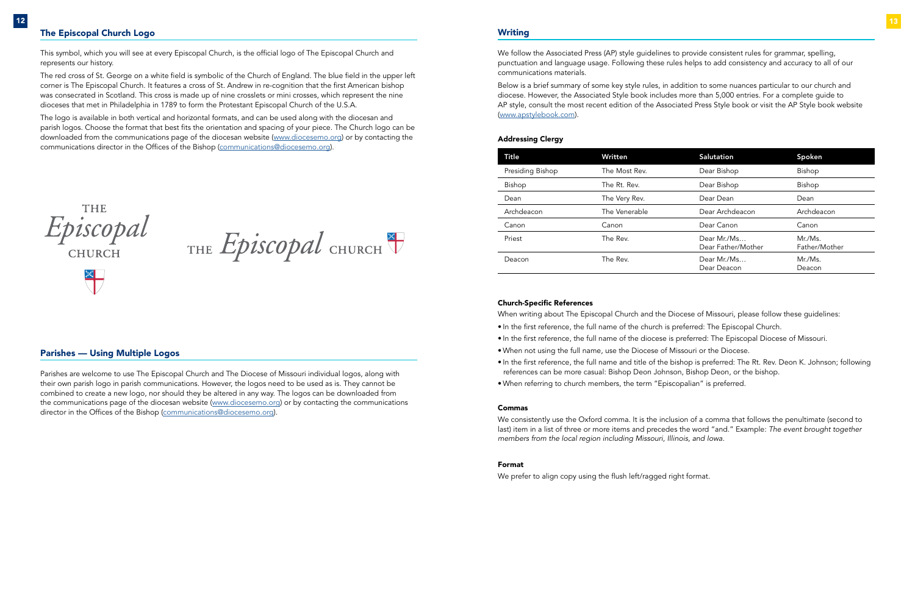## The Episcopal Church Logo

This symbol, which you will see at every Episcopal Church, is the official logo of The Episcopal Church and represents our history.

The red cross of St. George on a white field is symbolic of the Church of England. The blue field in the upper left corner is The Episcopal Church. It features a cross of St. Andrew in re-cognition that the first American bishop was consecrated in Scotland. This cross is made up of nine crosslets or mini crosses, which represent the nine dioceses that met in Philadelphia in 1789 to form the Protestant Episcopal Church of the U.S.A.

The logo is available in both vertical and horizontal formats, and can be used along with the diocesan and parish logos. Choose the format that best fits the orientation and spacing of your piece. The Church logo can be downloaded from the communications page of the diocesan website (www.diocesemo.org) or by contacting the communications director in the Offices of the Bishop (communications@diocesemo.org).

## Parishes — Using Multiple Logos

Parishes are welcome to use The Episcopal Church and The Diocese of Missouri individual logos, along with their own parish logo in parish communications. However, the logos need to be used as is. They cannot be combined to create a new logo, nor should they be altered in any way. The logos can be downloaded from the communications page of the diocesan website (www.diocesemo.org) or by contacting the communications director in the Offices of the Bishop (communications@diocesemo.org).

## Writing

We follow the Associated Press (AP) style guidelines to provide consistent rules for grammar, spelling, punctuation and language usage. Following these rules helps to add consistency and accuracy to all of our communications materials.

Below is a brief summary of some key style rules, in addition to some nuances particular to our church and diocese. However, the Associated Style book includes more than 5,000 entries. For a complete guide to AP style, consult the most recent edition of the Associated Press Style book or visit the AP Style book website (www.apstylebook.com).

### Addressing Clergy

| Title | Written | Salutation | Spoken |
|---|---|---|---|
| Presiding Bishop | The Most Rev. | Dear Bishop | Bishop |
| Bishop | The Rt. Rev. | Dear Bishop | Bishop |
| Dean | The Very Rev. | Dear Dean | Dean |
| Archdeacon | The Venerable | Dear Archdeacon | Archdeacon |
| Canon | Canon | Dear Canon | Canon |
| Priest | The Rev. | Dear Mr./Ms… Dear Father/Mother | Mr./Ms. Father/Mother |
| Deacon | The Rev. | Dear Mr./Ms… Dear Deacon | Mr./Ms. Deacon |

### Church-Specific References

When writing about The Episcopal Church and the Diocese of Missouri, please follow these guidelines:

- In the first reference, the full name of the church is preferred: The Episcopal Church.
- In the first reference, the full name of the diocese is preferred: The Episcopal Diocese of Missouri.
- When not using the full name, use the Diocese of Missouri or the Diocese.
- In the first reference, the full name and title of the bishop is preferred: The Rt. Rev. Deon K. Johnson; following references can be more casual: Bishop Deon Johnson, Bishop Deon, or the bishop.
- When referring to church members, the term "Episcopalian" is preferred.

### Commas

We consistently use the Oxford comma. It is the inclusion of a comma that follows the penultimate (second to last) item in a list of three or more items and precedes the word "and." Example: *The event brought together members from the local region including Missouri, Illinois, and Iowa.*

### Format

We prefer to align copy using the flush left/ragged right format.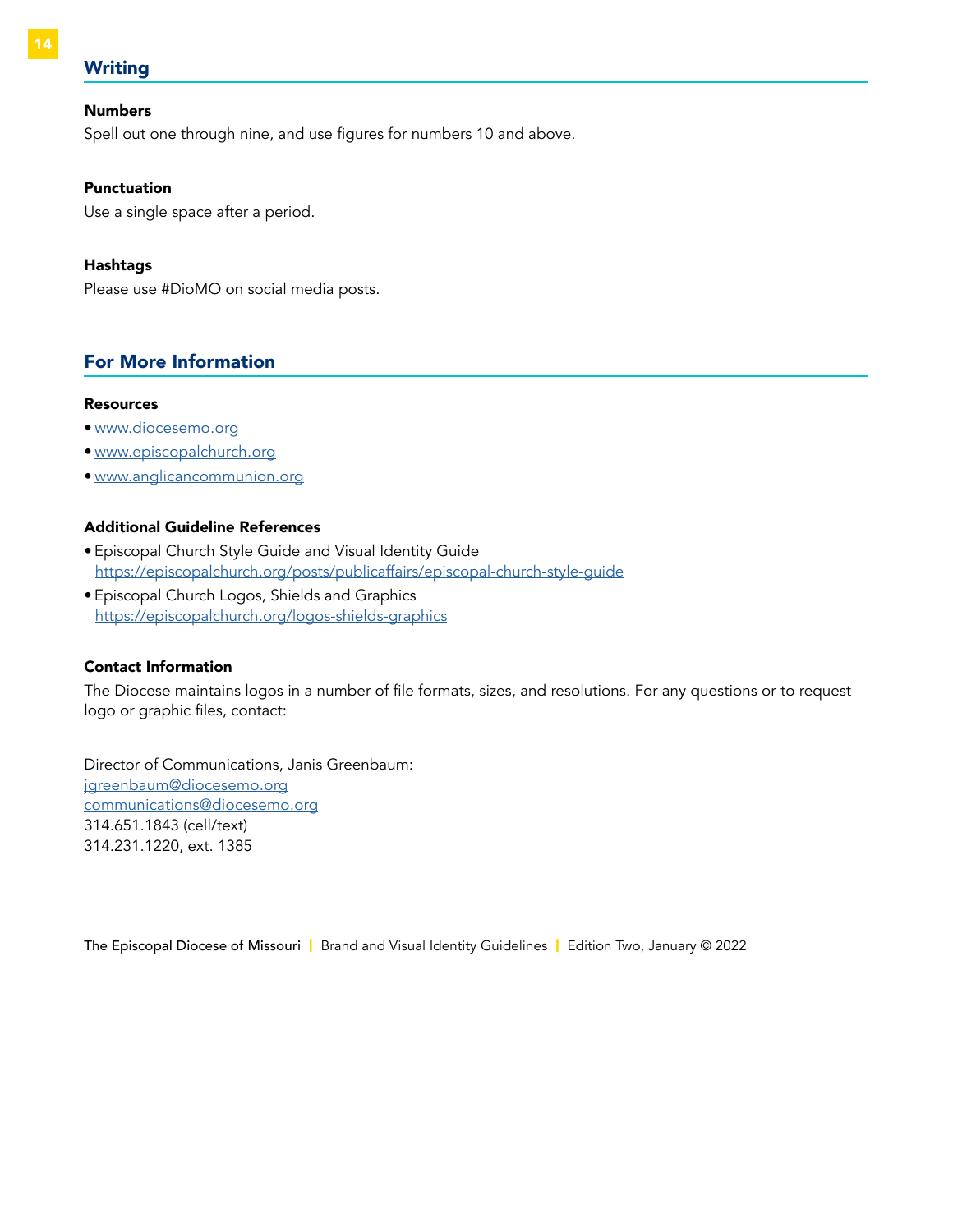## Writing

**Numbers**

Spell out one through nine, and use figures for numbers 10 and above.

**Punctuation**

Use a single space after a period.

**Hashtags**

Please use #DioMO on social media posts.

## For More Information

**Resources**

- www.diocesemo.org
- www.episcopalchurch.org
- www.anglicancommunion.org

**Additional Guideline References**

- Episcopal Church Style Guide and Visual Identity Guide
  https://episcopalchurch.org/posts/publicaffairs/episcopal-church-style-guide
- Episcopal Church Logos, Shields and Graphics
  https://episcopalchurch.org/logos-shields-graphics

**Contact Information**

The Diocese maintains logos in a number of file formats, sizes, and resolutions. For any questions or to request logo or graphic files, contact:

Director of Communications, Janis Greenbaum:
jgreenbaum@diocesemo.org
communications@diocesemo.org
314.651.1843 (cell/text)
314.231.1220, ext. 1385